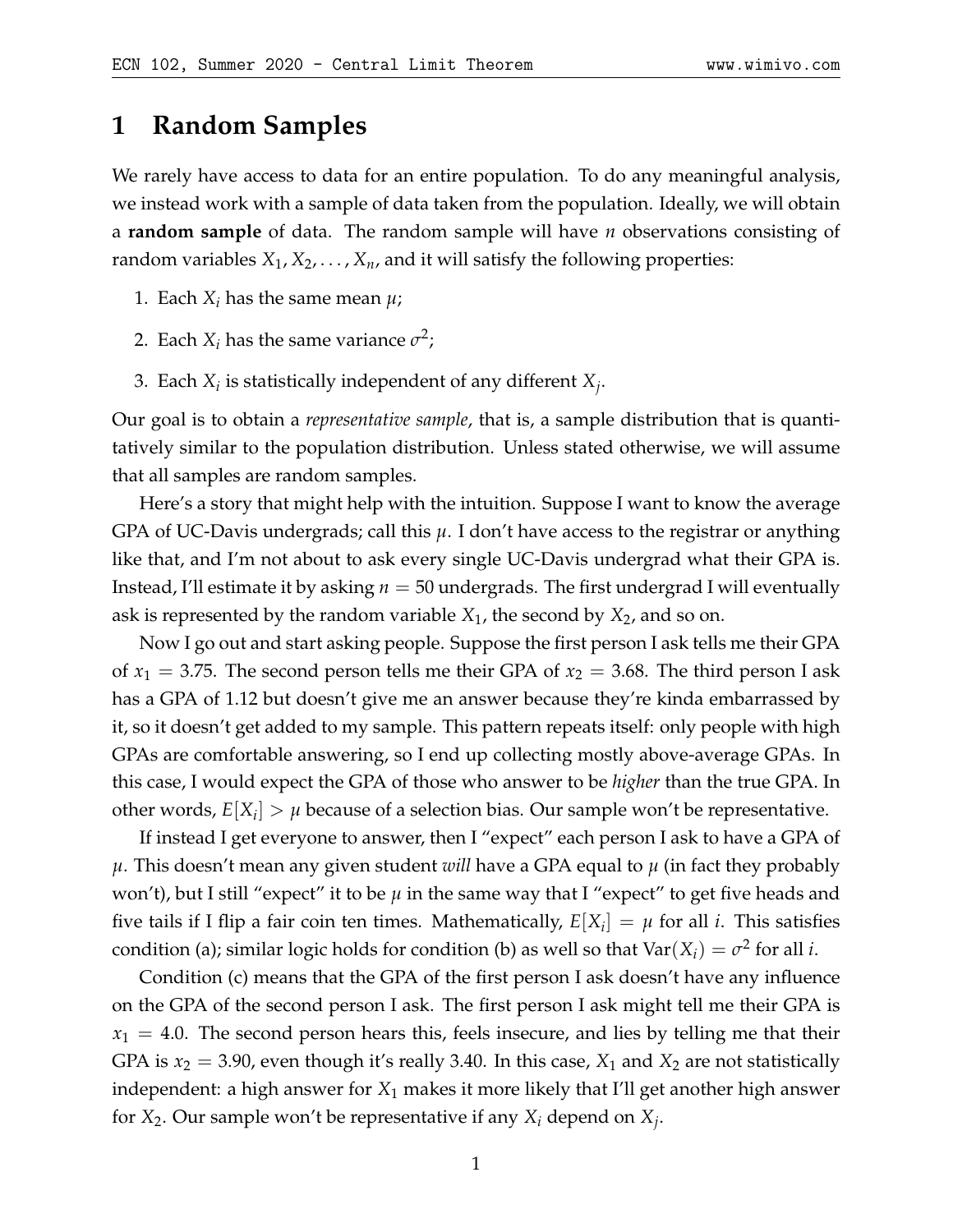// Page 1 of 8 — running header and page number omitted.

# 1 Random Samples

We rarely have access to data for an entire population. To do any meaningful analysis, we instead work with a sample of data taken from the population. Ideally, we will obtain a **random sample** of data. The random sample will have $n$ observations consisting of random variables $X_1, X_2, \ldots, X_n$, and it will satisfy the following properties:

1. Each $X_i$ has the same mean $\mu$;
2. Each $X_i$ has the same variance $\sigma^2$;
3. Each $X_i$ is statistically independent of any different $X_j$.

Our goal is to obtain a *representative sample*, that is, a sample distribution that is quantitatively similar to the population distribution. Unless stated otherwise, we will assume that all samples are random samples.

Here's a story that might help with the intuition. Suppose I want to know the average GPA of UC-Davis undergrads; call this $\mu$. I don't have access to the registrar or anything like that, and I'm not about to ask every single UC-Davis undergrad what their GPA is. Instead, I'll estimate it by asking $n = 50$ undergrads. The first undergrad I will eventually ask is represented by the random variable $X_1$, the second by $X_2$, and so on.

Now I go out and start asking people. Suppose the first person I ask tells me their GPA of $x_1 = 3.75$. The second person tells me their GPA of $x_2 = 3.68$. The third person I ask has a GPA of 1.12 but doesn't give me an answer because they're kinda embarrassed by it, so it doesn't get added to my sample. This pattern repeats itself: only people with high GPAs are comfortable answering, so I end up collecting mostly above-average GPAs. In this case, I would expect the GPA of those who answer to be *higher* than the true GPA. In other words, $E[X_i] > \mu$ because of a selection bias. Our sample won't be representative.

If instead I get everyone to answer, then I "expect" each person I ask to have a GPA of $\mu$. This doesn't mean any given student *will* have a GPA equal to $\mu$ (in fact they probably won't), but I still "expect" it to be $\mu$ in the same way that I "expect" to get five heads and five tails if I flip a fair coin ten times. Mathematically, $E[X_i] = \mu$ for all $i$. This satisfies condition (a); similar logic holds for condition (b) as well so that $\text{Var}(X_i) = \sigma^2$ for all $i$.

Condition (c) means that the GPA of the first person I ask doesn't have any influence on the GPA of the second person I ask. The first person I ask might tell me their GPA is $x_1 = 4.0$. The second person hears this, feels insecure, and lies by telling me that their GPA is $x_2 = 3.90$, even though it's really 3.40. In this case, $X_1$ and $X_2$ are not statistically independent: a high answer for $X_1$ makes it more likely that I'll get another high answer for $X_2$. Our sample won't be representative if any $X_i$ depend on $X_j$.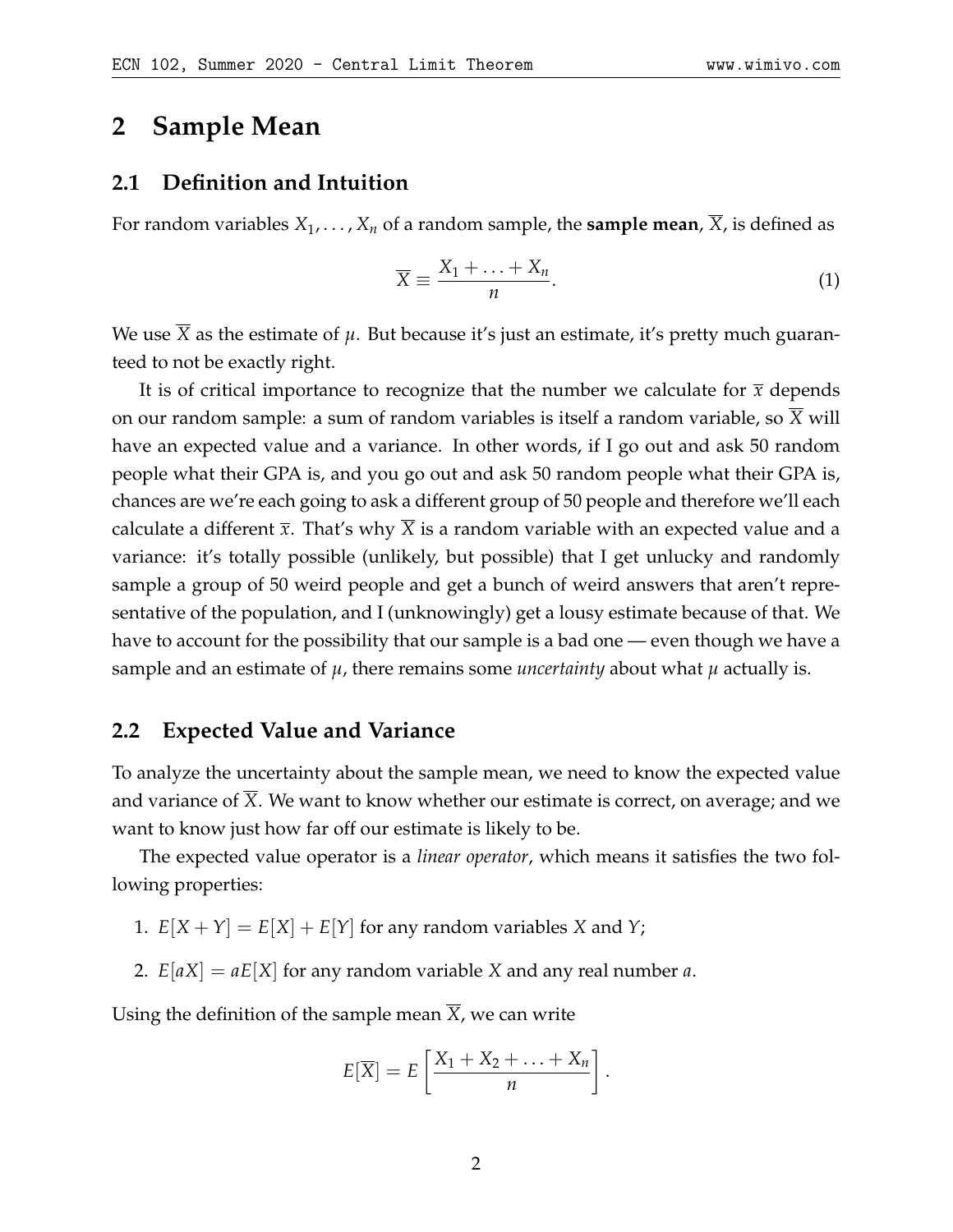## 2 Sample Mean

### 2.1 Definition and Intuition

For random variables $X_1, \ldots, X_n$ of a random sample, the **sample mean**, $\overline{X}$, is defined as

$$\overline{X} \equiv \frac{X_1 + \ldots + X_n}{n}. \tag{1}$$

We use $\overline{X}$ as the estimate of $\mu$. But because it's just an estimate, it's pretty much guaranteed to not be exactly right.

It is of critical importance to recognize that the number we calculate for $\overline{x}$ depends on our random sample: a sum of random variables is itself a random variable, so $\overline{X}$ will have an expected value and a variance. In other words, if I go out and ask 50 random people what their GPA is, and you go out and ask 50 random people what their GPA is, chances are we're each going to ask a different group of 50 people and therefore we'll each calculate a different $\overline{x}$. That's why $\overline{X}$ is a random variable with an expected value and a variance: it's totally possible (unlikely, but possible) that I get unlucky and randomly sample a group of 50 weird people and get a bunch of weird answers that aren't representative of the population, and I (unknowingly) get a lousy estimate because of that. We have to account for the possibility that our sample is a bad one — even though we have a sample and an estimate of $\mu$, there remains some *uncertainty* about what $\mu$ actually is.

### 2.2 Expected Value and Variance

To analyze the uncertainty about the sample mean, we need to know the expected value and variance of $\overline{X}$. We want to know whether our estimate is correct, on average; and we want to know just how far off our estimate is likely to be.

The expected value operator is a *linear operator*, which means it satisfies the two following properties:

1. $E[X + Y] = E[X] + E[Y]$ for any random variables $X$ and $Y$;
2. $E[aX] = aE[X]$ for any random variable $X$ and any real number $a$.

Using the definition of the sample mean $\overline{X}$, we can write

$$E[\overline{X}] = E\left[\frac{X_1 + X_2 + \ldots + X_n}{n}\right].$$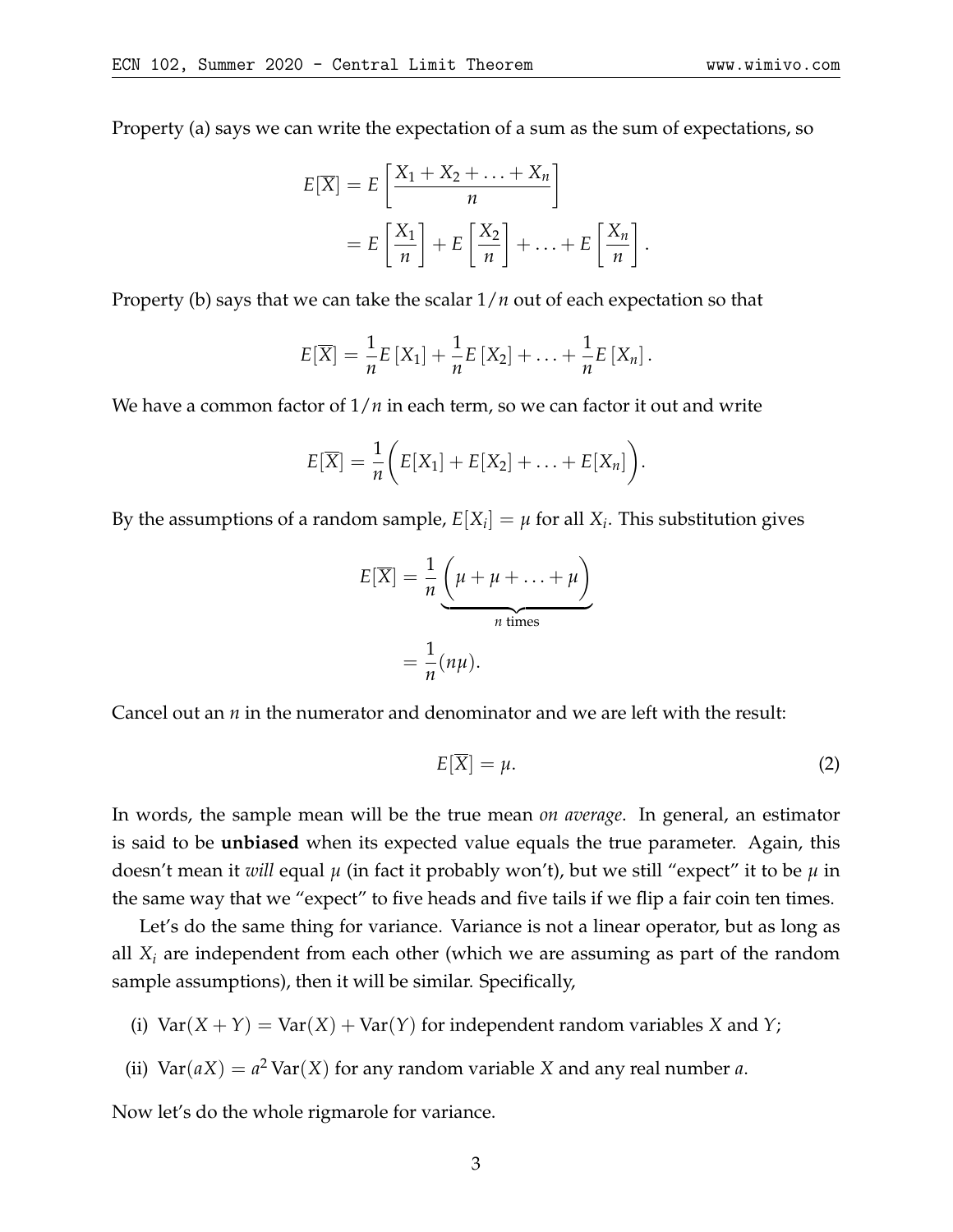Property (a) says we can write the expectation of a sum as the sum of expectations, so

$$
\begin{aligned}
E[\overline{X}] &= E\left[\frac{X_1 + X_2 + \ldots + X_n}{n}\right] \\
&= E\left[\frac{X_1}{n}\right] + E\left[\frac{X_2}{n}\right] + \ldots + E\left[\frac{X_n}{n}\right].
\end{aligned}
$$

Property (b) says that we can take the scalar $1/n$ out of each expectation so that

$$
E[\overline{X}] = \frac{1}{n}E\left[X_1\right] + \frac{1}{n}E\left[X_2\right] + \ldots + \frac{1}{n}E\left[X_n\right].
$$

We have a common factor of $1/n$ in each term, so we can factor it out and write

$$
E[\overline{X}] = \frac{1}{n}\bigg(E[X_1] + E[X_2] + \ldots + E[X_n]\bigg).
$$

By the assumptions of a random sample, $E[X_i] = \mu$ for all $X_i$. This substitution gives

$$
\begin{aligned}
E[\overline{X}] &= \frac{1}{n}\underbrace{\bigg(\mu + \mu + \ldots + \mu\bigg)}_{n \text{ times}} \\
&= \frac{1}{n}(n\mu).
\end{aligned}
$$

Cancel out an $n$ in the numerator and denominator and we are left with the result:

$$
E[\overline{X}] = \mu. \tag{2}
$$

In words, the sample mean will be the true mean *on average*. In general, an estimator is said to be **unbiased** when its expected value equals the true parameter. Again, this doesn't mean it *will* equal $\mu$ (in fact it probably won't), but we still "expect" it to be $\mu$ in the same way that we "expect" to five heads and five tails if we flip a fair coin ten times.

Let's do the same thing for variance. Variance is not a linear operator, but as long as all $X_i$ are independent from each other (which we are assuming as part of the random sample assumptions), then it will be similar. Specifically,

(i) $\text{Var}(X + Y) = \text{Var}(X) + \text{Var}(Y)$ for independent random variables $X$ and $Y$;

(ii) $\text{Var}(aX) = a^2\,\text{Var}(X)$ for any random variable $X$ and any real number $a$.

Now let's do the whole rigmarole for variance.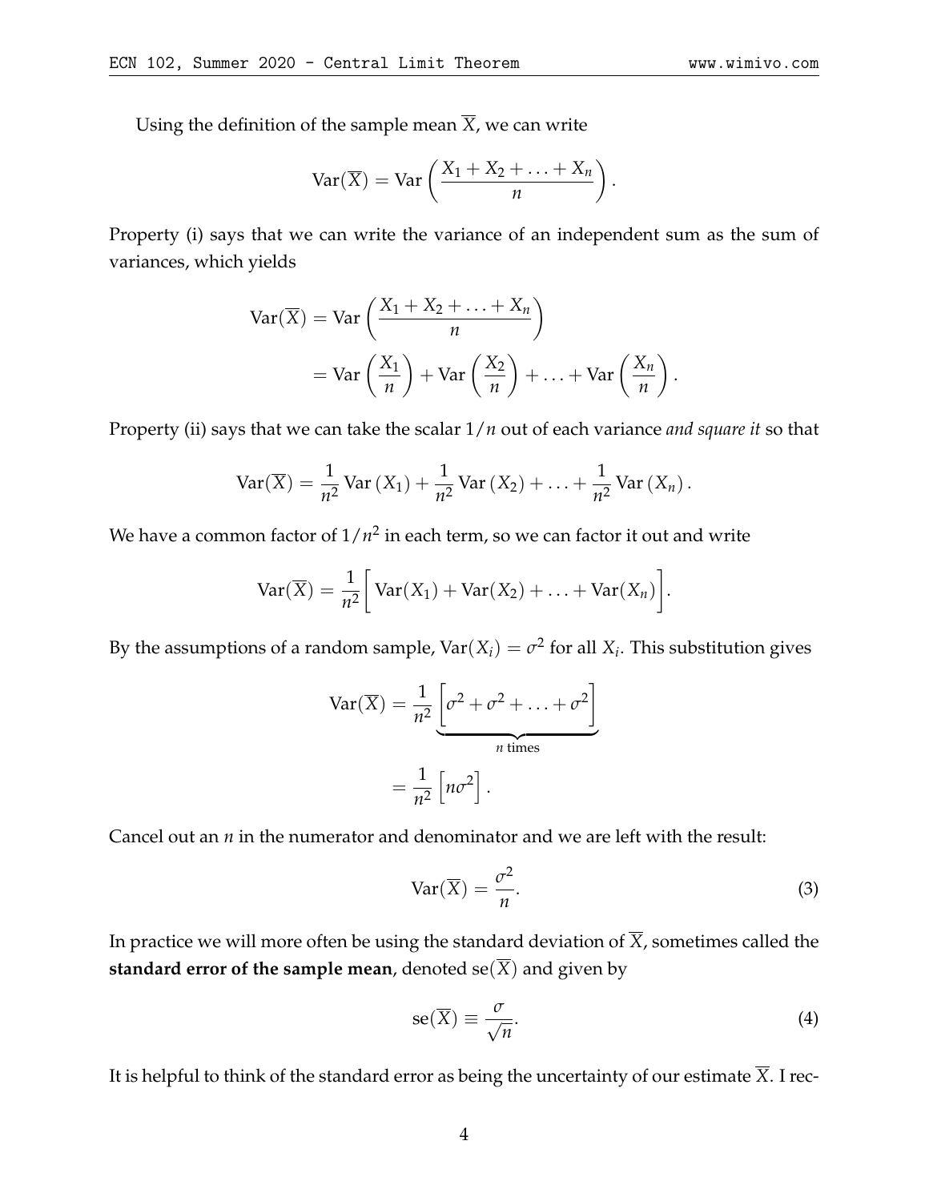Using the definition of the sample mean $\overline{X}$, we can write

$$\text{Var}(\overline{X}) = \text{Var}\left(\frac{X_1 + X_2 + \ldots + X_n}{n}\right).$$

Property (i) says that we can write the variance of an independent sum as the sum of variances, which yields

$$\begin{aligned}
\text{Var}(\overline{X}) &= \text{Var}\left(\frac{X_1 + X_2 + \ldots + X_n}{n}\right) \\
&= \text{Var}\left(\frac{X_1}{n}\right) + \text{Var}\left(\frac{X_2}{n}\right) + \ldots + \text{Var}\left(\frac{X_n}{n}\right).
\end{aligned}$$

Property (ii) says that we can take the scalar $1/n$ out of each variance *and square it* so that

$$\text{Var}(\overline{X}) = \frac{1}{n^2}\,\text{Var}\left(X_1\right) + \frac{1}{n^2}\,\text{Var}\left(X_2\right) + \ldots + \frac{1}{n^2}\,\text{Var}\left(X_n\right).$$

We have a common factor of $1/n^2$ in each term, so we can factor it out and write

$$\text{Var}(\overline{X}) = \frac{1}{n^2}\bigg[\text{Var}(X_1) + \text{Var}(X_2) + \ldots + \text{Var}(X_n)\bigg].$$

By the assumptions of a random sample, $\text{Var}(X_i) = \sigma^2$ for all $X_i$. This substitution gives

$$\begin{aligned}
\text{Var}(\overline{X}) &= \frac{1}{n^2}\underbrace{\left[\sigma^2 + \sigma^2 + \ldots + \sigma^2\right]}_{n \text{ times}} \\
&= \frac{1}{n^2}\left[n\sigma^2\right].
\end{aligned}$$

Cancel out an $n$ in the numerator and denominator and we are left with the result:

$$\text{Var}(\overline{X}) = \frac{\sigma^2}{n}. \tag{3}$$

In practice we will more often be using the standard deviation of $\overline{X}$, sometimes called the **standard error of the sample mean**, denoted $\text{se}(\overline{X})$ and given by

$$\text{se}(\overline{X}) \equiv \frac{\sigma}{\sqrt{n}}. \tag{4}$$

It is helpful to think of the standard error as being the uncertainty of our estimate $\overline{X}$. I rec-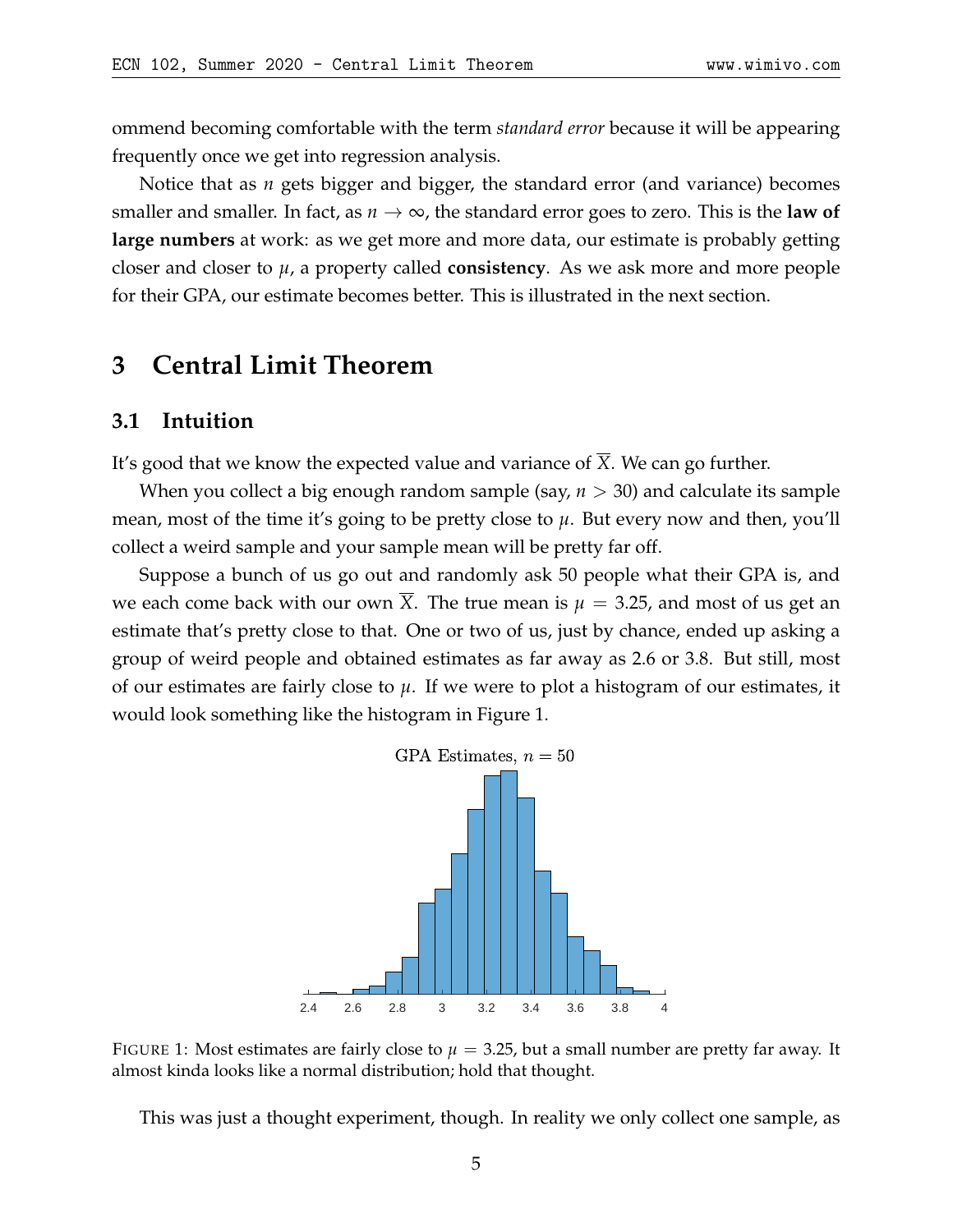ommend becoming comfortable with the term *standard error* because it will be appearing frequently once we get into regression analysis.

Notice that as $n$ gets bigger and bigger, the standard error (and variance) becomes smaller and smaller. In fact, as $n \to \infty$, the standard error goes to zero. This is the **law of large numbers** at work: as we get more and more data, our estimate is probably getting closer and closer to $\mu$, a property called **consistency**. As we ask more and more people for their GPA, our estimate becomes better. This is illustrated in the next section.

# 3 Central Limit Theorem

## 3.1 Intuition

It's good that we know the expected value and variance of $\overline{X}$. We can go further.

When you collect a big enough random sample (say, $n > 30$) and calculate its sample mean, most of the time it's going to be pretty close to $\mu$. But every now and then, you'll collect a weird sample and your sample mean will be pretty far off.

Suppose a bunch of us go out and randomly ask 50 people what their GPA is, and we each come back with our own $\overline{X}$. The true mean is $\mu = 3.25$, and most of us get an estimate that's pretty close to that. One or two of us, just by chance, ended up asking a group of weird people and obtained estimates as far away as 2.6 or 3.8. But still, most of our estimates are fairly close to $\mu$. If we were to plot a histogram of our estimates, it would look something like the histogram in Figure 1.

FIGURE 1: Most estimates are fairly close to $\mu = 3.25$, but a small number are pretty far away. It almost kinda looks like a normal distribution; hold that thought.

This was just a thought experiment, though. In reality we only collect one sample, as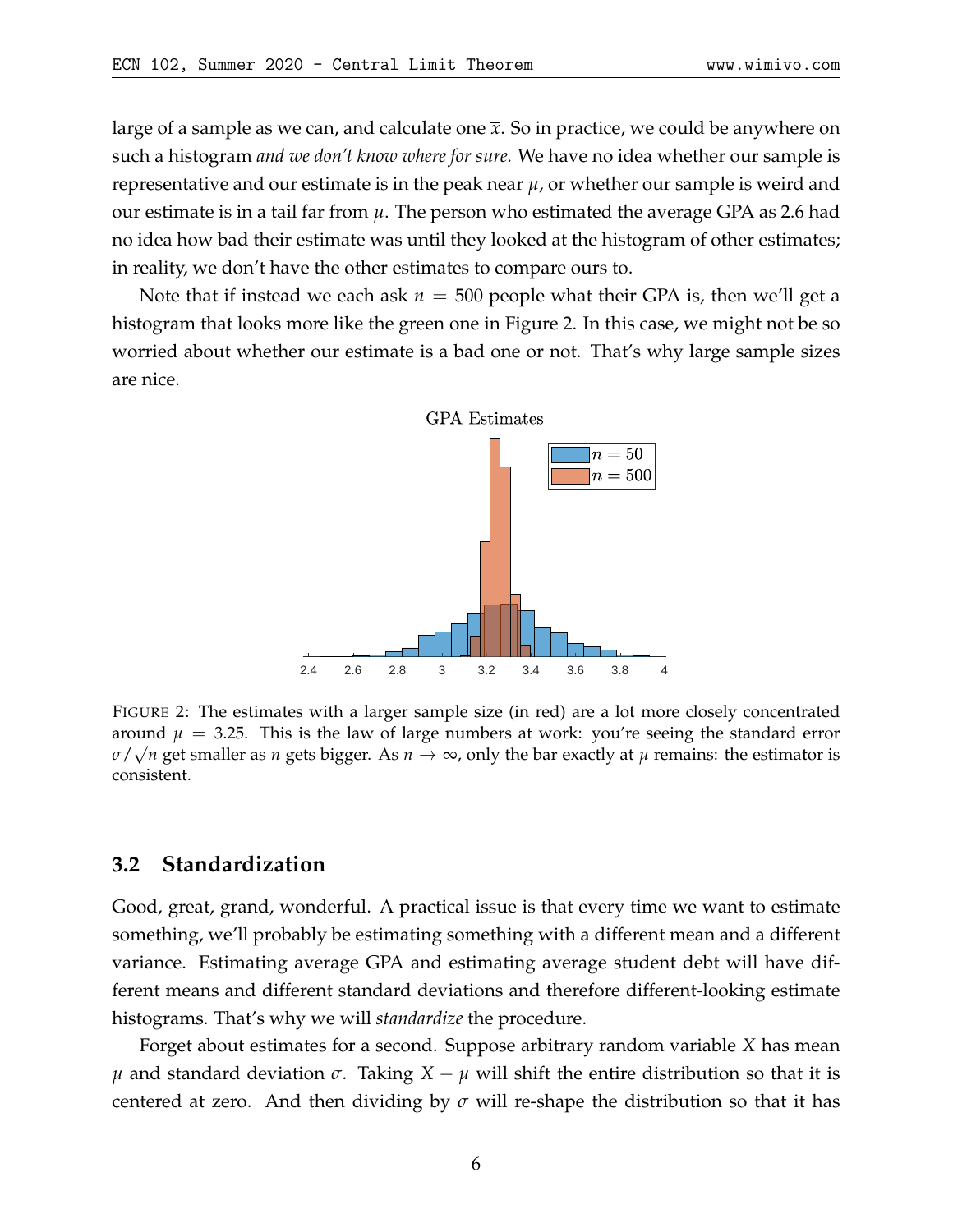large of a sample as we can, and calculate one $\bar{x}$. So in practice, we could be anywhere on such a histogram *and we don't know where for sure.* We have no idea whether our sample is representative and our estimate is in the peak near $\mu$, or whether our sample is weird and our estimate is in a tail far from $\mu$. The person who estimated the average GPA as 2.6 had no idea how bad their estimate was until they looked at the histogram of other estimates; in reality, we don't have the other estimates to compare ours to.

Note that if instead we each ask $n = 500$ people what their GPA is, then we'll get a histogram that looks more like the green one in Figure 2. In this case, we might not be so worried about whether our estimate is a bad one or not. That's why large sample sizes are nice.

FIGURE 2: The estimates with a larger sample size (in red) are a lot more closely concentrated around $\mu = 3.25$. This is the law of large numbers at work: you're seeing the standard error $\sigma/\sqrt{n}$ get smaller as $n$ gets bigger. As $n \to \infty$, only the bar exactly at $\mu$ remains: the estimator is consistent.

### 3.2 Standardization

Good, great, grand, wonderful. A practical issue is that every time we want to estimate something, we'll probably be estimating something with a different mean and a different variance. Estimating average GPA and estimating average student debt will have different means and different standard deviations and therefore different-looking estimate histograms. That's why we will *standardize* the procedure.

Forget about estimates for a second. Suppose arbitrary random variable $X$ has mean $\mu$ and standard deviation $\sigma$. Taking $X - \mu$ will shift the entire distribution so that it is centered at zero. And then dividing by $\sigma$ will re-shape the distribution so that it has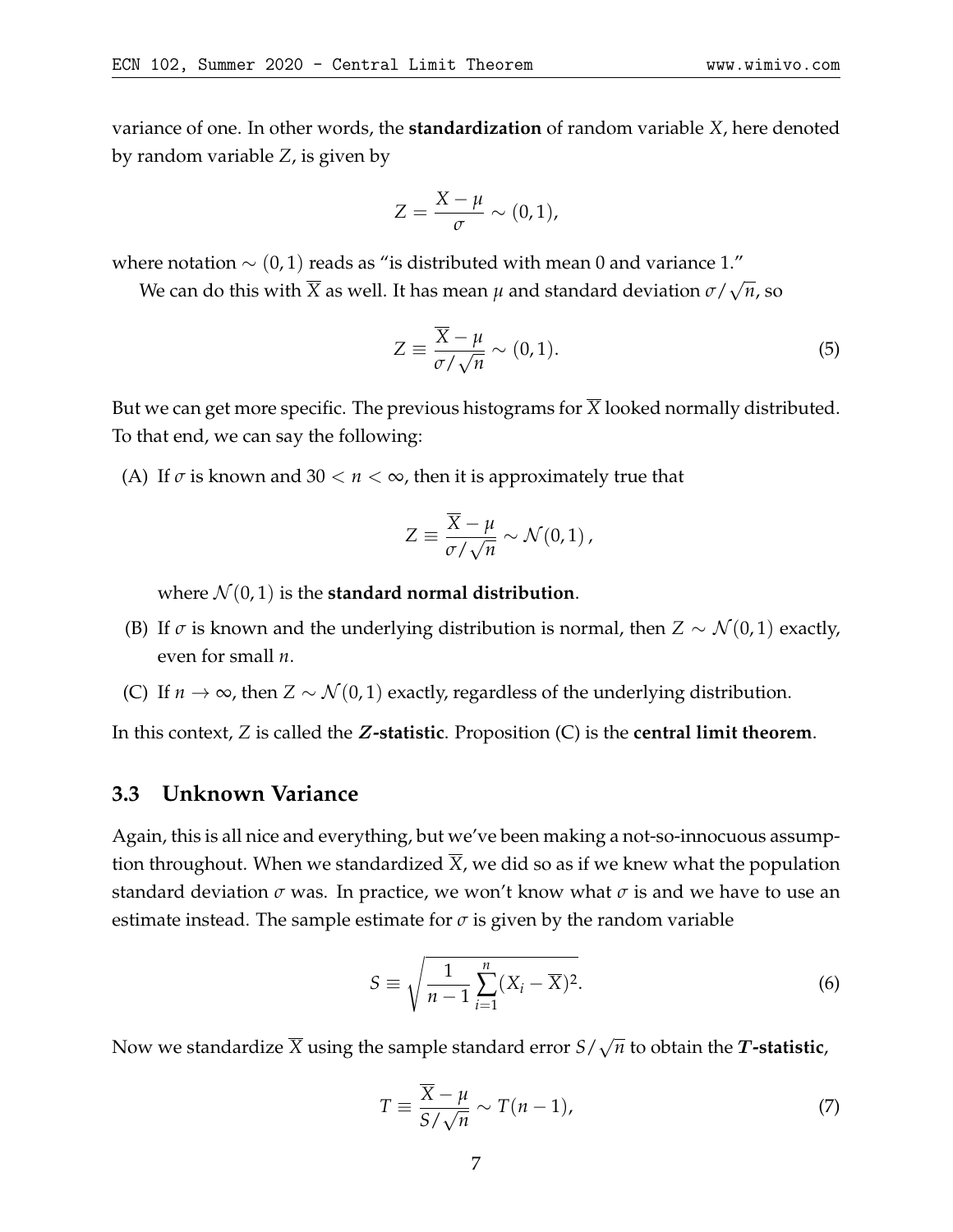variance of one. In other words, the **standardization** of random variable $X$, here denoted by random variable $Z$, is given by

$$Z = \frac{X - \mu}{\sigma} \sim (0, 1),$$

where notation $\sim (0,1)$ reads as "is distributed with mean 0 and variance 1."

We can do this with $\overline{X}$ as well. It has mean $\mu$ and standard deviation $\sigma/\sqrt{n}$, so

$$Z \equiv \frac{\overline{X} - \mu}{\sigma/\sqrt{n}} \sim (0, 1). \tag{5}$$

But we can get more specific. The previous histograms for $\overline{X}$ looked normally distributed. To that end, we can say the following:

(A) If $\sigma$ is known and $30 < n < \infty$, then it is approximately true that

$$Z \equiv \frac{\overline{X} - \mu}{\sigma/\sqrt{n}} \sim \mathcal{N}(0, 1),$$

where $\mathcal{N}(0,1)$ is the **standard normal distribution**.

(B) If $\sigma$ is known and the underlying distribution is normal, then $Z \sim \mathcal{N}(0,1)$ exactly, even for small $n$.

(C) If $n \to \infty$, then $Z \sim \mathcal{N}(0,1)$ exactly, regardless of the underlying distribution.

In this context, $Z$ is called the ***Z*-statistic**. Proposition (C) is the **central limit theorem**.

### 3.3 Unknown Variance

Again, this is all nice and everything, but we've been making a not-so-innocuous assumption throughout. When we standardized $\overline{X}$, we did so as if we knew what the population standard deviation $\sigma$ was. In practice, we won't know what $\sigma$ is and we have to use an estimate instead. The sample estimate for $\sigma$ is given by the random variable

$$S \equiv \sqrt{\frac{1}{n-1} \sum_{i=1}^{n} (X_i - \overline{X})^2}. \tag{6}$$

Now we standardize $\overline{X}$ using the sample standard error $S/\sqrt{n}$ to obtain the ***T*-statistic**,

$$T \equiv \frac{\overline{X} - \mu}{S/\sqrt{n}} \sim T(n-1), \tag{7}$$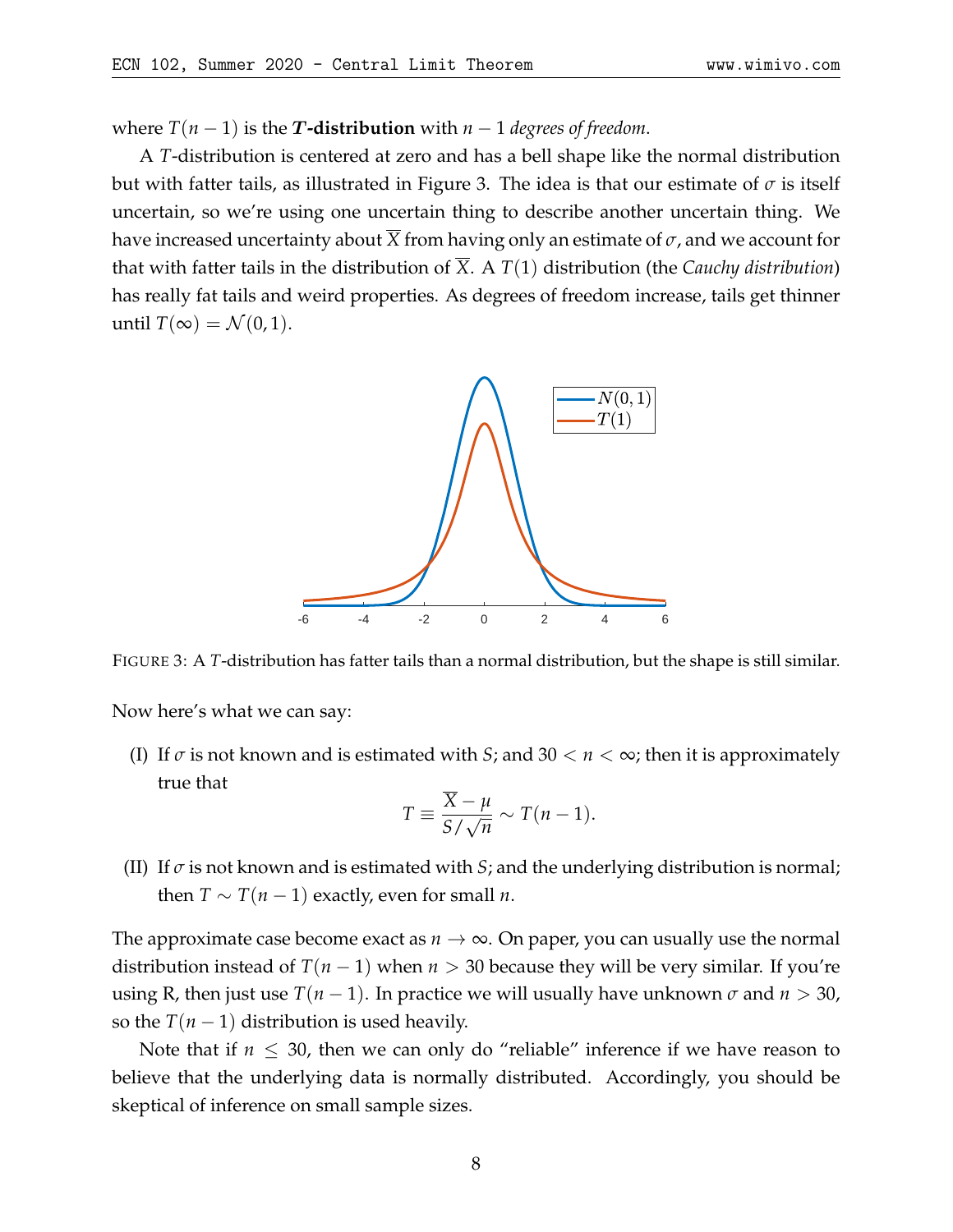where $T(n-1)$ is the ***T*-distribution** with $n-1$ *degrees of freedom*.

A $T$-distribution is centered at zero and has a bell shape like the normal distribution but with fatter tails, as illustrated in Figure 3. The idea is that our estimate of $\sigma$ is itself uncertain, so we're using one uncertain thing to describe another uncertain thing. We have increased uncertainty about $\overline{X}$ from having only an estimate of $\sigma$, and we account for that with fatter tails in the distribution of $\overline{X}$. A $T(1)$ distribution (the *Cauchy distribution*) has really fat tails and weird properties. As degrees of freedom increase, tails get thinner until $T(\infty) = \mathcal{N}(0,1)$.

$N(0,1)$
$T(1)$

-6 -4 -2 0 2 4 6

FIGURE 3: A $T$-distribution has fatter tails than a normal distribution, but the shape is still similar.

Now here's what we can say:

(I) If $\sigma$ is not known and is estimated with $S$; and $30 < n < \infty$; then it is approximately true that

$$T \equiv \frac{\overline{X} - \mu}{S/\sqrt{n}} \sim T(n-1).$$

(II) If $\sigma$ is not known and is estimated with $S$; and the underlying distribution is normal; then $T \sim T(n-1)$ exactly, even for small $n$.

The approximate case become exact as $n \to \infty$. On paper, you can usually use the normal distribution instead of $T(n-1)$ when $n > 30$ because they will be very similar. If you're using R, then just use $T(n-1)$. In practice we will usually have unknown $\sigma$ and $n > 30$, so the $T(n-1)$ distribution is used heavily.

Note that if $n \leq 30$, then we can only do "reliable" inference if we have reason to believe that the underlying data is normally distributed. Accordingly, you should be skeptical of inference on small sample sizes.